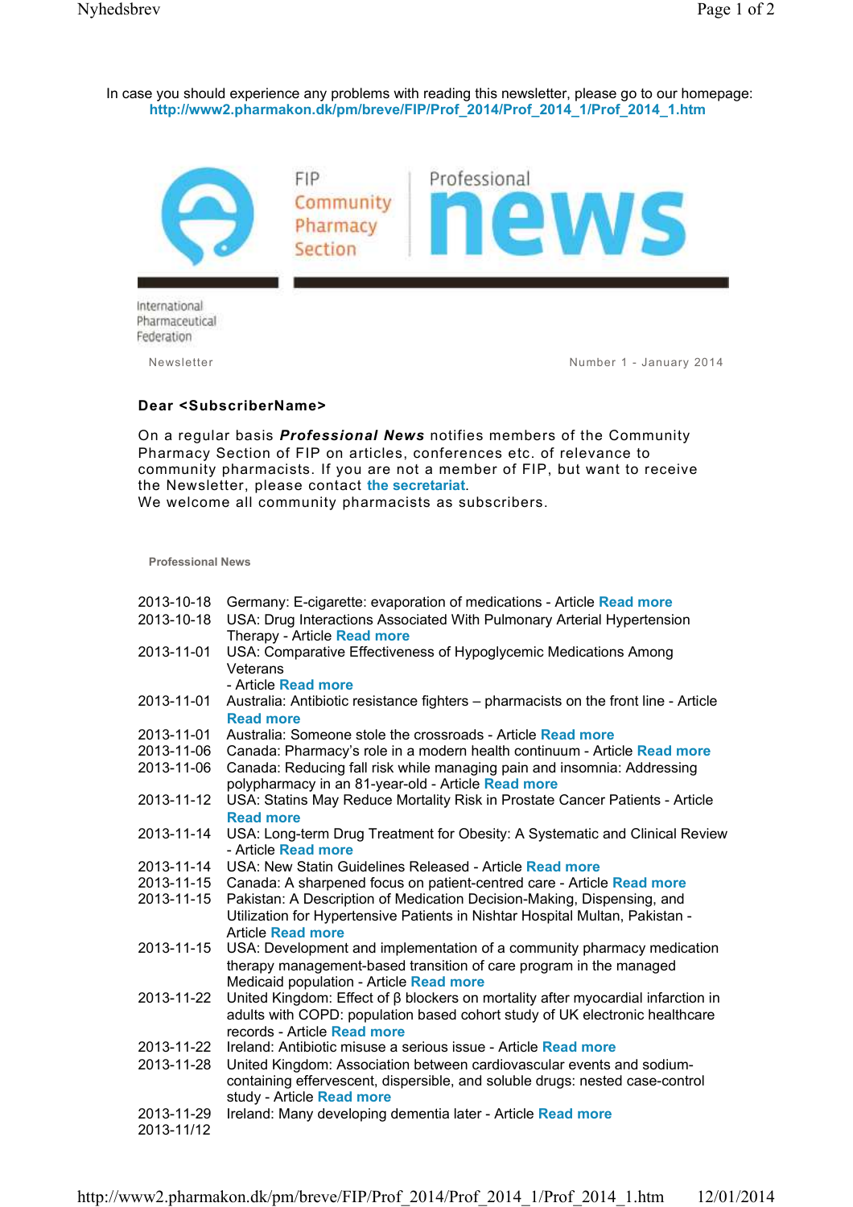In case you should experience any problems with reading this newsletter, please go to our homepage: **http://www2.pharmakon.dk/pm/breve/FIP/Prof_2014/Prof_2014_1/Prof_2014_1.htm**

FIP
Community
Pharmacy
Section

# Professional news

International
Pharmaceutical
Federation

Newsletter

Number 1 - January 2014

**Dear <SubscriberName>**

On a regular basis ***Professional News*** notifies members of the Community Pharmacy Section of FIP on articles, conferences etc. of relevance to community pharmacists. If you are not a member of FIP, but want to receive the Newsletter, please contact **the secretariat**.
We welcome all community pharmacists as subscribers.

**Professional News**

| | |
|---|---|
| 2013-10-18 | Germany: E-cigarette: evaporation of medications - Article **Read more** |
| 2013-10-18 | USA: Drug Interactions Associated With Pulmonary Arterial Hypertension Therapy - Article **Read more** |
| 2013-11-01 | USA: Comparative Effectiveness of Hypoglycemic Medications Among Veterans - Article **Read more** |
| 2013-11-01 | Australia: Antibiotic resistance fighters – pharmacists on the front line - Article **Read more** |
| 2013-11-01 | Australia: Someone stole the crossroads - Article **Read more** |
| 2013-11-06 | Canada: Pharmacy's role in a modern health continuum - Article **Read more** |
| 2013-11-06 | Canada: Reducing fall risk while managing pain and insomnia: Addressing polypharmacy in an 81-year-old - Article **Read more** |
| 2013-11-12 | USA: Statins May Reduce Mortality Risk in Prostate Cancer Patients - Article **Read more** |
| 2013-11-14 | USA: Long-term Drug Treatment for Obesity: A Systematic and Clinical Review - Article **Read more** |
| 2013-11-14 | USA: New Statin Guidelines Released - Article **Read more** |
| 2013-11-15 | Canada: A sharpened focus on patient-centred care - Article **Read more** |
| 2013-11-15 | Pakistan: A Description of Medication Decision-Making, Dispensing, and Utilization for Hypertensive Patients in Nishtar Hospital Multan, Pakistan - Article **Read more** |
| 2013-11-15 | USA: Development and implementation of a community pharmacy medication therapy management-based transition of care program in the managed Medicaid population - Article **Read more** |
| 2013-11-22 | United Kingdom: Effect of β blockers on mortality after myocardial infarction in adults with COPD: population based cohort study of UK electronic healthcare records - Article **Read more** |
| 2013-11-22 | Ireland: Antibiotic misuse a serious issue - Article **Read more** |
| 2013-11-28 | United Kingdom: Association between cardiovascular events and sodium-containing effervescent, dispersible, and soluble drugs: nested case-control study - Article **Read more** |
| 2013-11-29 | Ireland: Many developing dementia later - Article **Read more** |
| 2013-11/12 | |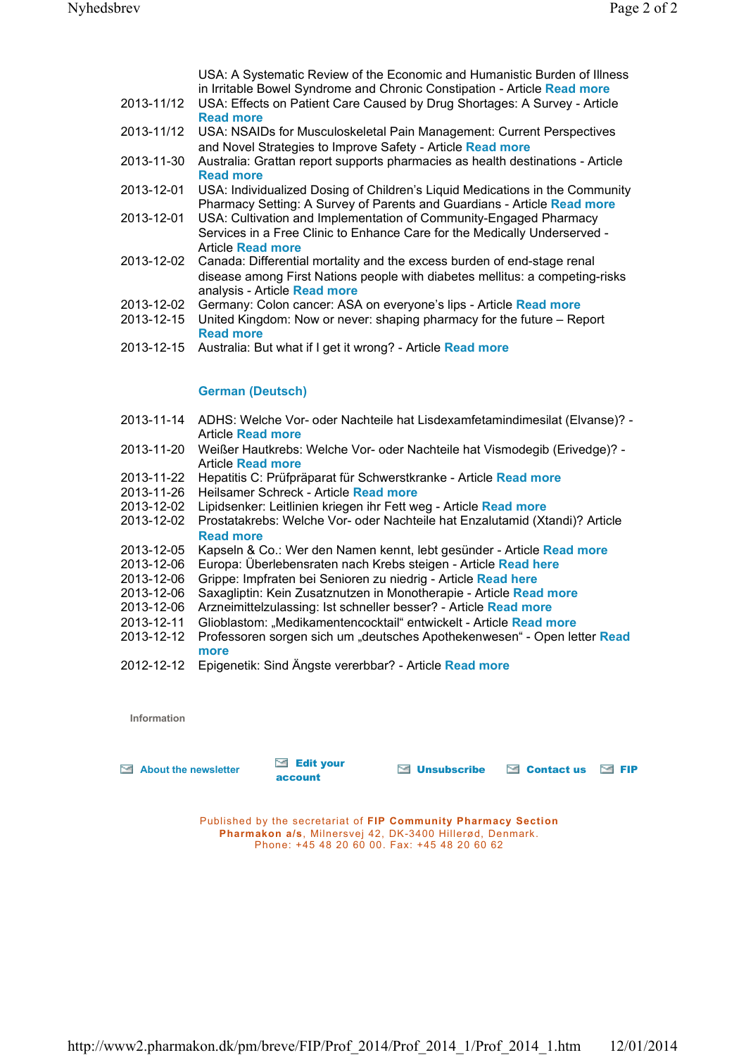| | |
|---|---|
| | USA: A Systematic Review of the Economic and Humanistic Burden of Illness in Irritable Bowel Syndrome and Chronic Constipation - Article **Read more** |
| 2013-11/12 | USA: Effects on Patient Care Caused by Drug Shortages: A Survey - Article **Read more** |
| 2013-11/12 | USA: NSAIDs for Musculoskeletal Pain Management: Current Perspectives and Novel Strategies to Improve Safety - Article **Read more** |
| 2013-11-30 | Australia: Grattan report supports pharmacies as health destinations - Article **Read more** |
| 2013-12-01 | USA: Individualized Dosing of Children's Liquid Medications in the Community Pharmacy Setting: A Survey of Parents and Guardians - Article **Read more** |
| 2013-12-01 | USA: Cultivation and Implementation of Community-Engaged Pharmacy Services in a Free Clinic to Enhance Care for the Medically Underserved - Article **Read more** |
| 2013-12-02 | Canada: Differential mortality and the excess burden of end-stage renal disease among First Nations people with diabetes mellitus: a competing-risks analysis - Article **Read more** |
| 2013-12-02 | Germany: Colon cancer: ASA on everyone's lips - Article **Read more** |
| 2013-12-15 | United Kingdom: Now or never: shaping pharmacy for the future – Report **Read more** |
| 2013-12-15 | Australia: But what if I get it wrong? - Article **Read more** |

## German (Deutsch)

| | |
|---|---|
| 2013-11-14 | ADHS: Welche Vor- oder Nachteile hat Lisdexamfetamindimesilat (Elvanse)? - Article **Read more** |
| 2013-11-20 | Weißer Hautkrebs: Welche Vor- oder Nachteile hat Vismodegib (Erivedge)? - Article **Read more** |
| 2013-11-22 | Hepatitis C: Prüfpräparat für Schwerstkranke - Article **Read more** |
| 2013-11-26 | Heilsamer Schreck - Article **Read more** |
| 2013-12-02 | Lipidsenker: Leitlinien kriegen ihr Fett weg - Article **Read more** |
| 2013-12-02 | Prostatakrebs: Welche Vor- oder Nachteile hat Enzalutamid (Xtandi)? Article **Read more** |
| 2013-12-05 | Kapseln & Co.: Wer den Namen kennt, lebt gesünder - Article **Read more** |
| 2013-12-06 | Europa: Überlebensraten nach Krebs steigen - Article **Read here** |
| 2013-12-06 | Grippe: Impfraten bei Senioren zu niedrig - Article **Read here** |
| 2013-12-06 | Saxagliptin: Kein Zusatznutzen in Monotherapie - Article **Read more** |
| 2013-12-06 | Arzneimittelzulassing: Ist schneller besser? - Article **Read more** |
| 2013-12-11 | Glioblastom: „Medikamentencocktail" entwickelt - Article **Read more** |
| 2013-12-12 | Professoren sorgen sich um „deutsches Apothekenwesen" - Open letter **Read more** |
| 2012-12-12 | Epigenetik: Sind Ängste vererbbar? - Article **Read more** |

Information

**About the newsletter** | **Edit your account** | **Unsubscribe** | **Contact us** | **FIP**

Published by the secretariat of **FIP Community Pharmacy Section**
**Pharmakon a/s**, Milnersvej 42, DK-3400 Hillerød, Denmark.
Phone: +45 48 20 60 00. Fax: +45 48 20 60 62